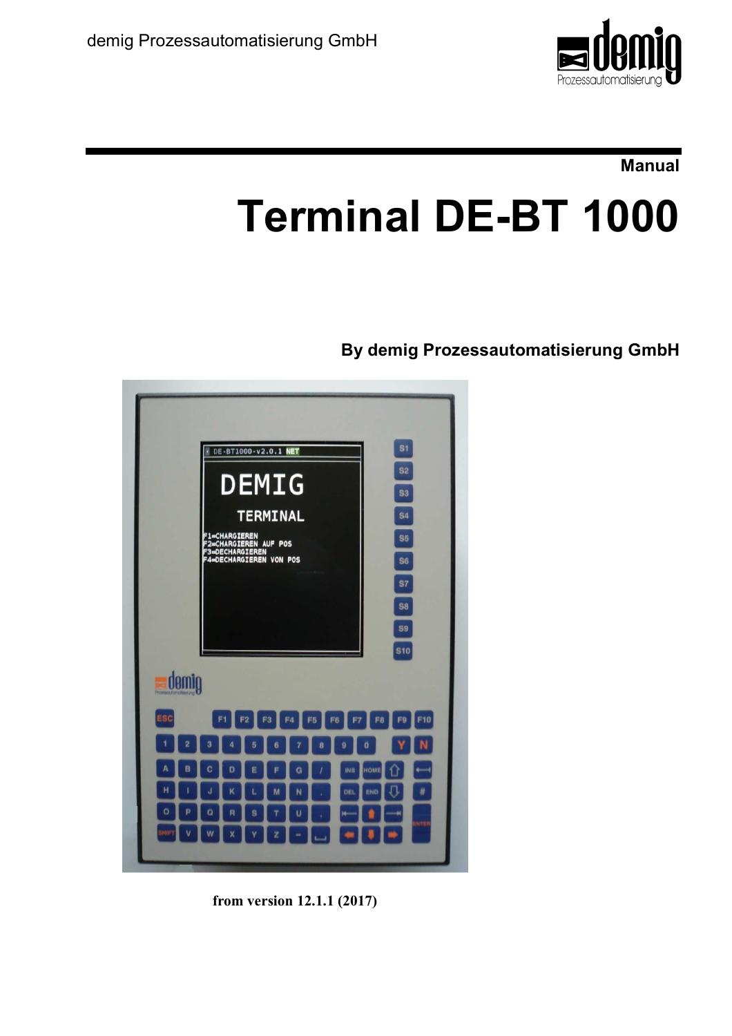demig Prozessautomatisierung GmbH

**Manual**

# Terminal DE-BT 1000

**By demig Prozessautomatisierung GmbH**

**from version 12.1.1 (2017)**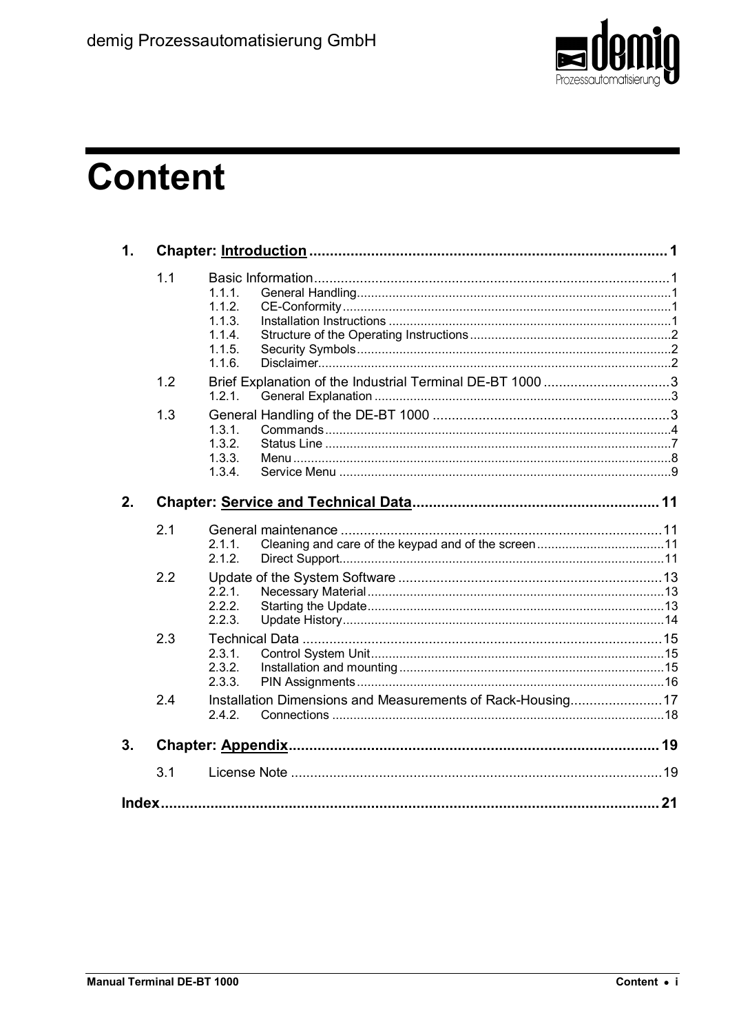# Content

**1. Chapter: Introduction** .......... 1

- 1.1 Basic Information .......... 1
  - 1.1.1. General Handling .......... 1
  - 1.1.2. CE-Conformity .......... 1
  - 1.1.3. Installation Instructions .......... 1
  - 1.1.4. Structure of the Operating Instructions .......... 2
  - 1.1.5. Security Symbols .......... 2
  - 1.1.6. Disclaimer .......... 2
- 1.2 Brief Explanation of the Industrial Terminal DE-BT 1000 .......... 3
  - 1.2.1. General Explanation .......... 3
- 1.3 General Handling of the DE-BT 1000 .......... 3
  - 1.3.1. Commands .......... 4
  - 1.3.2. Status Line .......... 7
  - 1.3.3. Menu .......... 8
  - 1.3.4. Service Menu .......... 9

**2. Chapter: Service and Technical Data** .......... 11

- 2.1 General maintenance .......... 11
  - 2.1.1. Cleaning and care of the keypad and of the screen .......... 11
  - 2.1.2. Direct Support .......... 11
- 2.2 Update of the System Software .......... 13
  - 2.2.1. Necessary Material .......... 13
  - 2.2.2. Starting the Update .......... 13
  - 2.2.3. Update History .......... 14
- 2.3 Technical Data .......... 15
  - 2.3.1. Control System Unit .......... 15
  - 2.3.2. Installation and mounting .......... 15
  - 2.3.3. PIN Assignments .......... 16
- 2.4 Installation Dimensions and Measurements of Rack-Housing .......... 17
  - 2.4.2. Connections .......... 18

**3. Chapter: Appendix** .......... 19

- 3.1 License Note .......... 19

**Index** .......... 21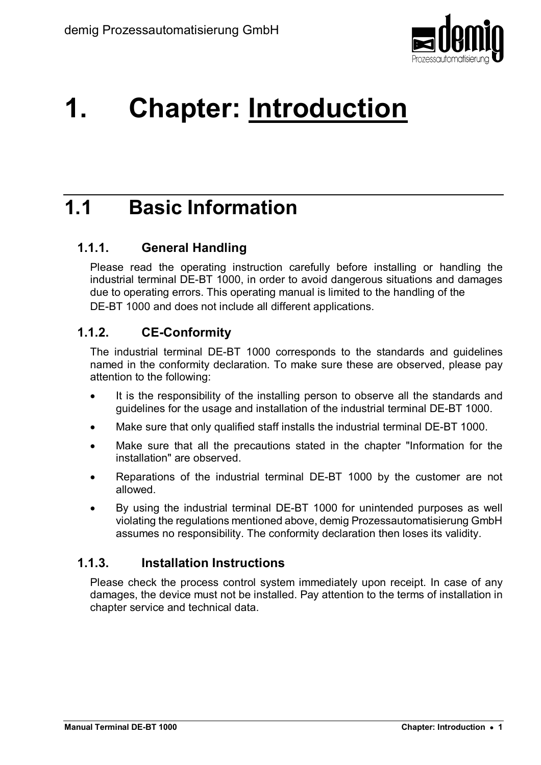# 1. Chapter: Introduction

## 1.1 Basic Information

### 1.1.1. General Handling

Please read the operating instruction carefully before installing or handling the industrial terminal DE-BT 1000, in order to avoid dangerous situations and damages due to operating errors. This operating manual is limited to the handling of the DE-BT 1000 and does not include all different applications.

### 1.1.2. CE-Conformity

The industrial terminal DE-BT 1000 corresponds to the standards and guidelines named in the conformity declaration. To make sure these are observed, please pay attention to the following:

- It is the responsibility of the installing person to observe all the standards and guidelines for the usage and installation of the industrial terminal DE-BT 1000.
- Make sure that only qualified staff installs the industrial terminal DE-BT 1000.
- Make sure that all the precautions stated in the chapter "Information for the installation" are observed.
- Reparations of the industrial terminal DE-BT 1000 by the customer are not allowed.
- By using the industrial terminal DE-BT 1000 for unintended purposes as well violating the regulations mentioned above, demig Prozessautomatisierung GmbH assumes no responsibility. The conformity declaration then loses its validity.

### 1.1.3. Installation Instructions

Please check the process control system immediately upon receipt. In case of any damages, the device must not be installed. Pay attention to the terms of installation in chapter service and technical data.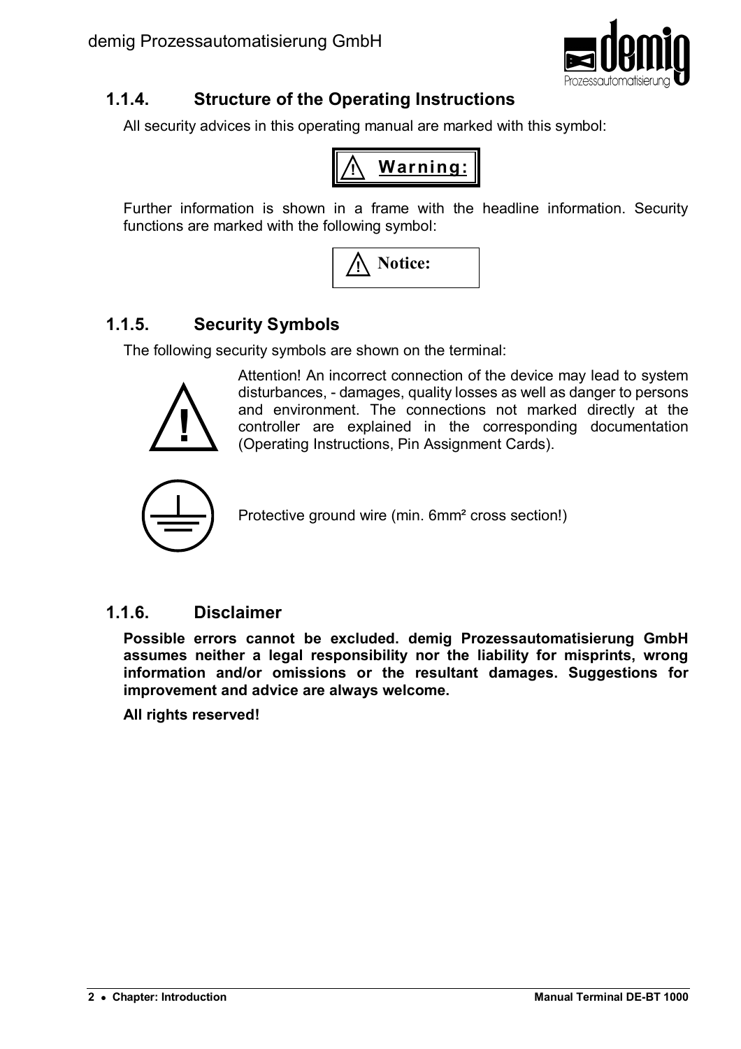### 1.1.4. Structure of the Operating Instructions

All security advices in this operating manual are marked with this symbol:

**⚠ Warning:**

Further information is shown in a frame with the headline information. Security functions are marked with the following symbol:

**⚠ Notice:**

### 1.1.5. Security Symbols

The following security symbols are shown on the terminal:

Attention! An incorrect connection of the device may lead to system disturbances, - damages, quality losses as well as danger to persons and environment. The connections not marked directly at the controller are explained in the corresponding documentation (Operating Instructions, Pin Assignment Cards).

Protective ground wire (min. 6mm² cross section!)

### 1.1.6. Disclaimer

**Possible errors cannot be excluded. demig Prozessautomatisierung GmbH assumes neither a legal responsibility nor the liability for misprints, wrong information and/or omissions or the resultant damages. Suggestions for improvement and advice are always welcome.**

**All rights reserved!**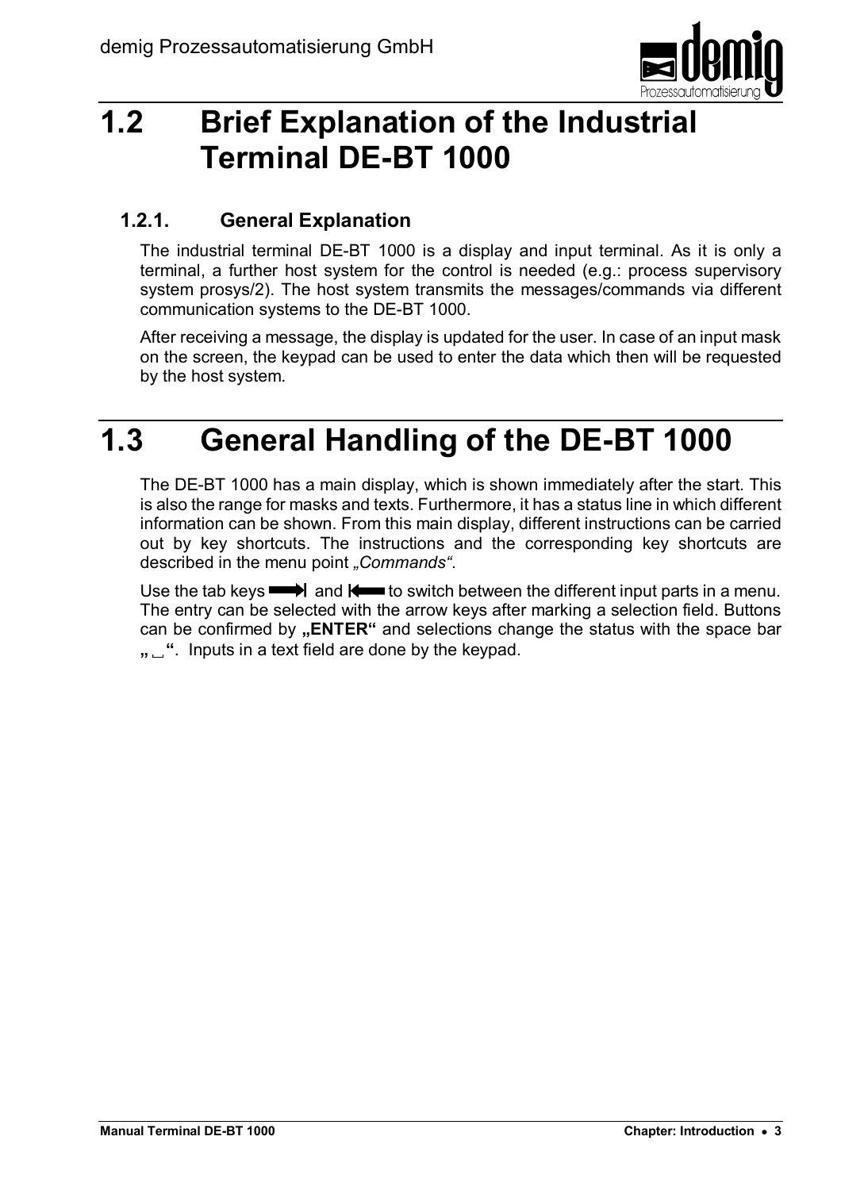# 1.2 Brief Explanation of the Industrial Terminal DE-BT 1000

## 1.2.1. General Explanation

The industrial terminal DE-BT 1000 is a display and input terminal. As it is only a terminal, a further host system for the control is needed (e.g.: process supervisory system prosys/2). The host system transmits the messages/commands via different communication systems to the DE-BT 1000.

After receiving a message, the display is updated for the user. In case of an input mask on the screen, the keypad can be used to enter the data which then will be requested by the host system.

# 1.3 General Handling of the DE-BT 1000

The DE-BT 1000 has a main display, which is shown immediately after the start. This is also the range for masks and texts. Furthermore, it has a status line in which different information can be shown. From this main display, different instructions can be carried out by key shortcuts. The instructions and the corresponding key shortcuts are described in the menu point *„Commands"*.

Use the tab keys ⭲ and ⭰ to switch between the different input parts in a menu. The entry can be selected with the arrow keys after marking a selection field. Buttons can be confirmed by **„ENTER"** and selections change the status with the space bar **„ ␣ "**. Inputs in a text field are done by the keypad.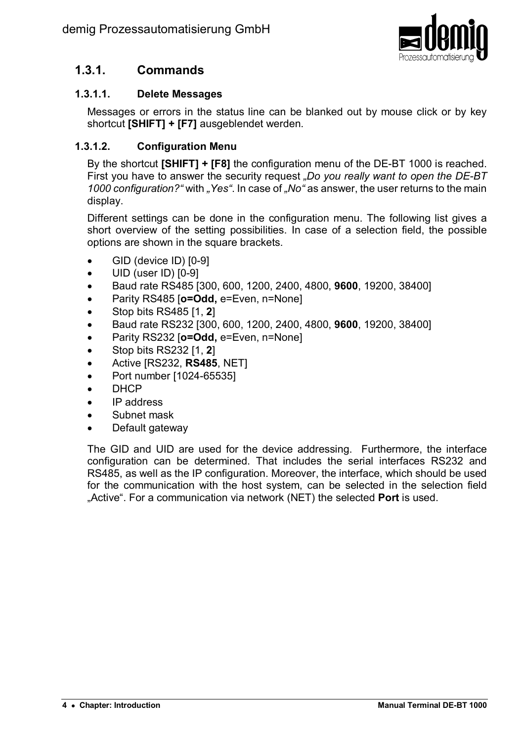## 1.3.1. Commands

### 1.3.1.1. Delete Messages

Messages or errors in the status line can be blanked out by mouse click or by key shortcut **[SHIFT] + [F7]** ausgeblendet werden.

### 1.3.1.2. Configuration Menu

By the shortcut **[SHIFT] + [F8]** the configuration menu of the DE-BT 1000 is reached. First you have to answer the security request *„Do you really want to open the DE-BT 1000 configuration?“* with *„Yes“*. In case of *„No“* as answer, the user returns to the main display.

Different settings can be done in the configuration menu. The following list gives a short overview of the setting possibilities. In case of a selection field, the possible options are shown in the square brackets.

- GID (device ID) [0-9]
- UID (user ID) [0-9]
- Baud rate RS485 [300, 600, 1200, 2400, 4800, **9600**, 19200, 38400]
- Parity RS485 [**o=Odd,** e=Even, n=None]
- Stop bits RS485 [1, **2**]
- Baud rate RS232 [300, 600, 1200, 2400, 4800, **9600**, 19200, 38400]
- Parity RS232 [**o=Odd,** e=Even, n=None]
- Stop bits RS232 [1, **2**]
- Active [RS232, **RS485**, NET]
- Port number [1024-65535]
- DHCP
- IP address
- Subnet mask
- Default gateway

The GID and UID are used for the device addressing. Furthermore, the interface configuration can be determined. That includes the serial interfaces RS232 and RS485, as well as the IP configuration. Moreover, the interface, which should be used for the communication with the host system, can be selected in the selection field „Active“. For a communication via network (NET) the selected **Port** is used.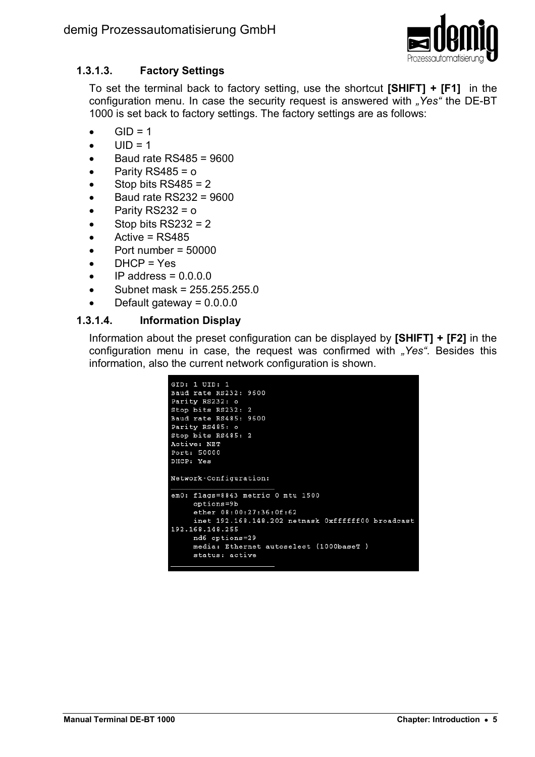### 1.3.1.3. Factory Settings

To set the terminal back to factory setting, use the shortcut **[SHIFT] + [F1]** in the configuration menu. In case the security request is answered with *„Yes"* the DE-BT 1000 is set back to factory settings. The factory settings are as follows:

- GID = 1
- UID = 1
- Baud rate RS485 = 9600
- Parity RS485 = o
- Stop bits RS485 = 2
- Baud rate RS232 = 9600
- Parity RS232 = o
- Stop bits RS232 = 2
- Active = RS485
- Port number = 50000
- DHCP = Yes
- IP address = 0.0.0.0
- Subnet mask = 255.255.255.0
- Default gateway = 0.0.0.0

### 1.3.1.4. Information Display

Information about the preset configuration can be displayed by **[SHIFT] + [F2]** in the configuration menu in case, the request was confirmed with *„Yes"*. Besides this information, also the current network configuration is shown.

```
GID: 1 UID: 1
Baud rate RS232: 9600
Parity RS232: o
Stop bits RS232: 2
Baud rate RS485: 9600
Parity RS485: o
Stop bits RS485: 2
Active: NET
Port: 50000
DHCP: Yes

Network-Configuration:
______________________
em0: flags=8843 metric 0 mtu 1500
     options=9b
     ether 08:00:27:36:0f:62
     inet 192.168.148.202 netmask 0xffffff00 broadcast
192.168.148.255
     nd6 options=29
     media: Ethernet autoselect (1000baseT )
     status: active
______________________
```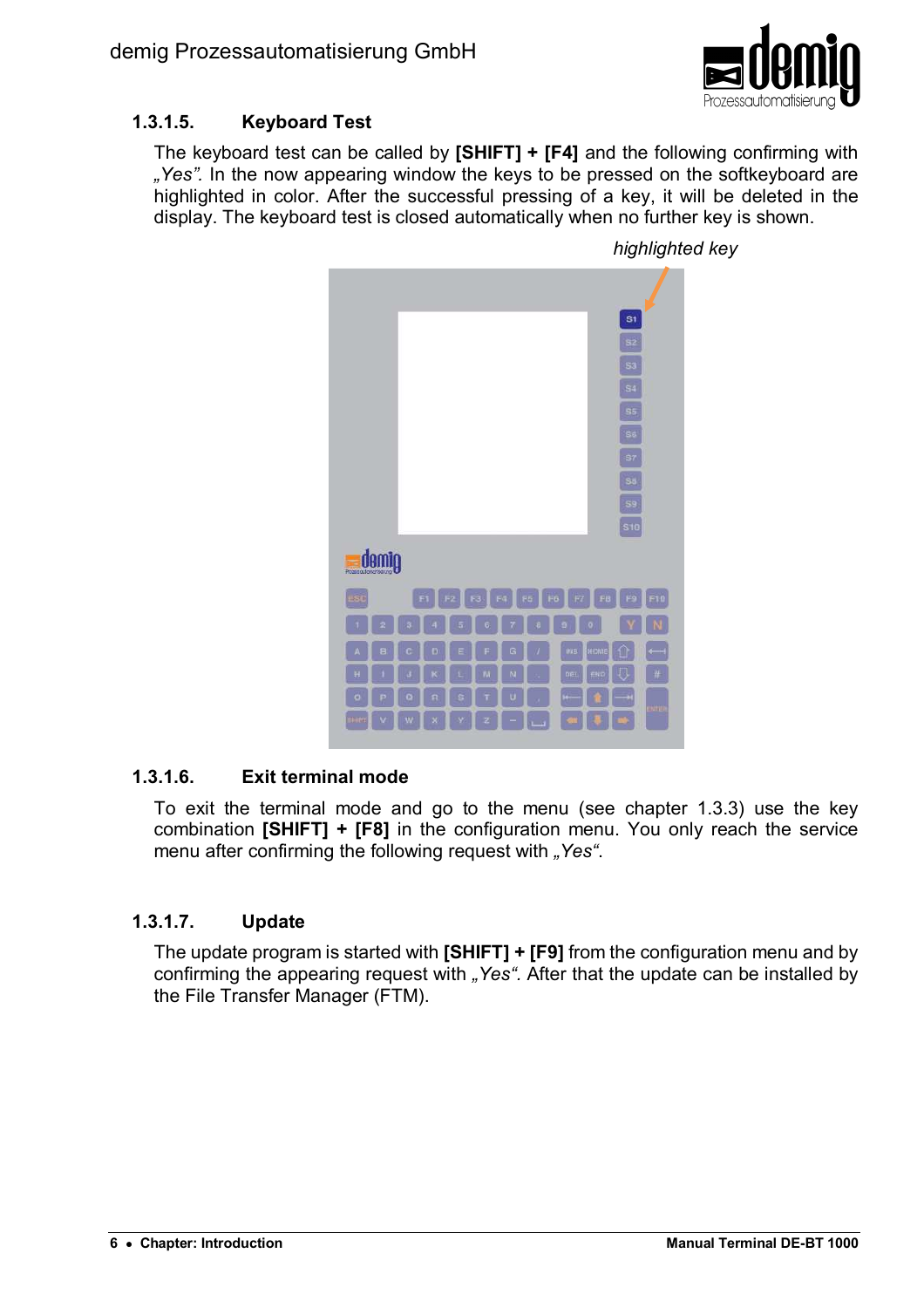### 1.3.1.5. Keyboard Test

The keyboard test can be called by **[SHIFT] + [F4]** and the following confirming with *„Yes".* In the now appearing window the keys to be pressed on the softkeyboard are highlighted in color. After the successful pressing of a key, it will be deleted in the display. The keyboard test is closed automatically when no further key is shown.

*highlighted key*

### 1.3.1.6. Exit terminal mode

To exit the terminal mode and go to the menu (see chapter 1.3.3) use the key combination **[SHIFT] + [F8]** in the configuration menu. You only reach the service menu after confirming the following request with *„Yes"*.

### 1.3.1.7. Update

The update program is started with **[SHIFT] + [F9]** from the configuration menu and by confirming the appearing request with *„Yes"*. After that the update can be installed by the File Transfer Manager (FTM).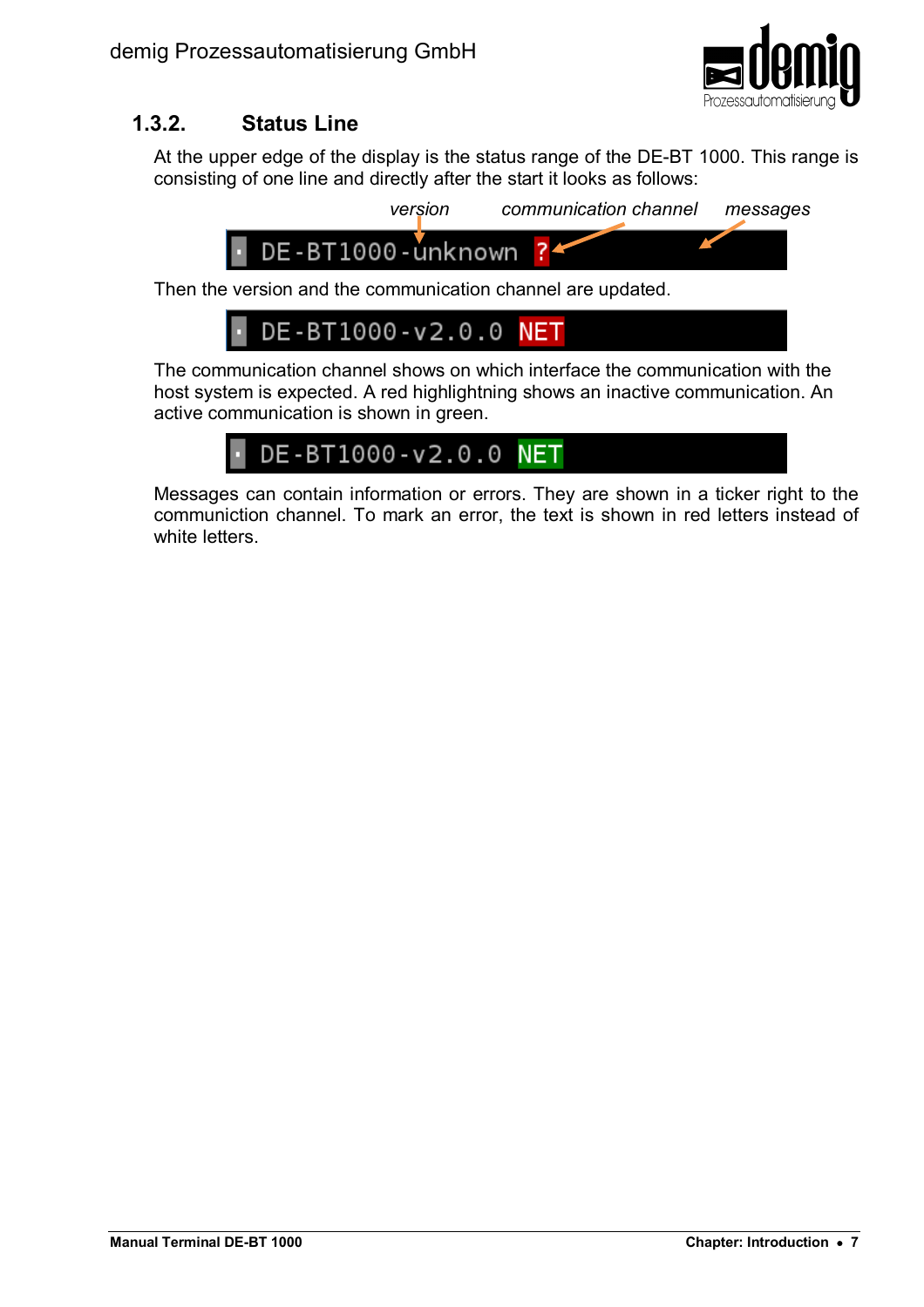### 1.3.2. Status Line

At the upper edge of the display is the status range of the DE-BT 1000. This range is consisting of one line and directly after the start it looks as follows:

Then the version and the communication channel are updated.

The communication channel shows on which interface the communication with the host system is expected. A red highlightning shows an inactive communication. An active communication is shown in green.

Messages can contain information or errors. They are shown in a ticker right to the communiction channel. To mark an error, the text is shown in red letters instead of white letters.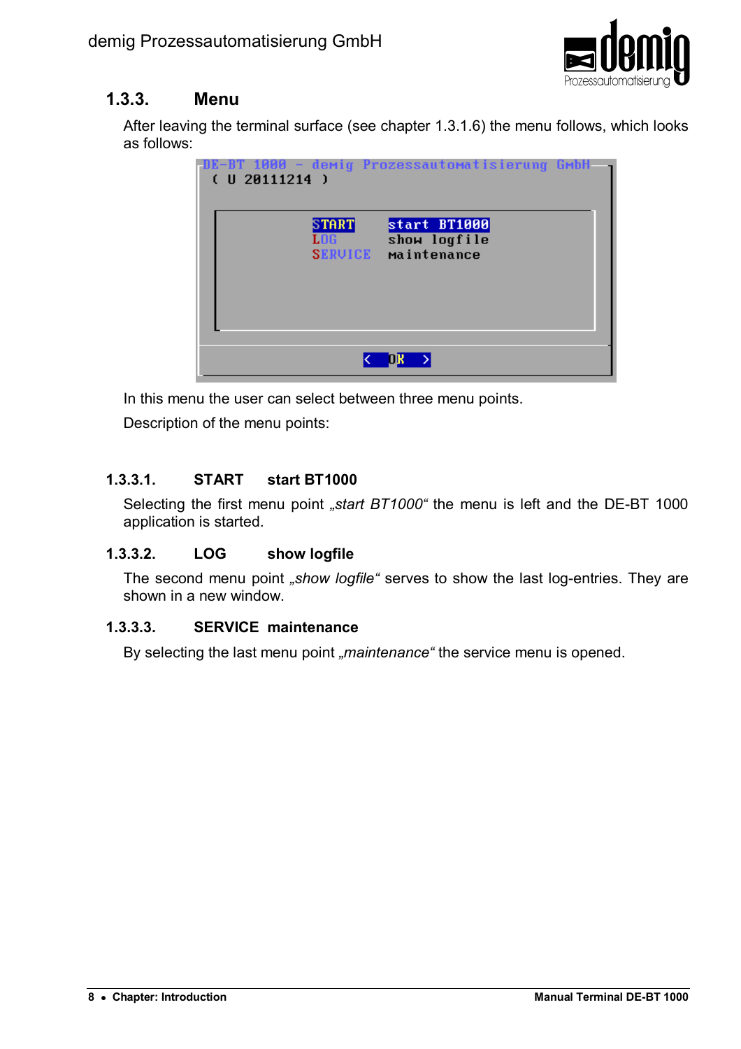### 1.3.3. Menu

After leaving the terminal surface (see chapter 1.3.1.6) the menu follows, which looks as follows:

```
DE-BT 1000 - demig Prozessautomatisierung GmbH
( U 20111214 )

    START      start BT1000
    LOG        show logfile
    SERVICE    maintenance

              < OK >
```

In this menu the user can select between three menu points.

Description of the menu points:

#### 1.3.3.1. START start BT1000

Selecting the first menu point *„start BT1000“* the menu is left and the DE-BT 1000 application is started.

#### 1.3.3.2. LOG show logfile

The second menu point *„show logfile“* serves to show the last log-entries. They are shown in a new window.

#### 1.3.3.3. SERVICE maintenance

By selecting the last menu point *„maintenance“* the service menu is opened.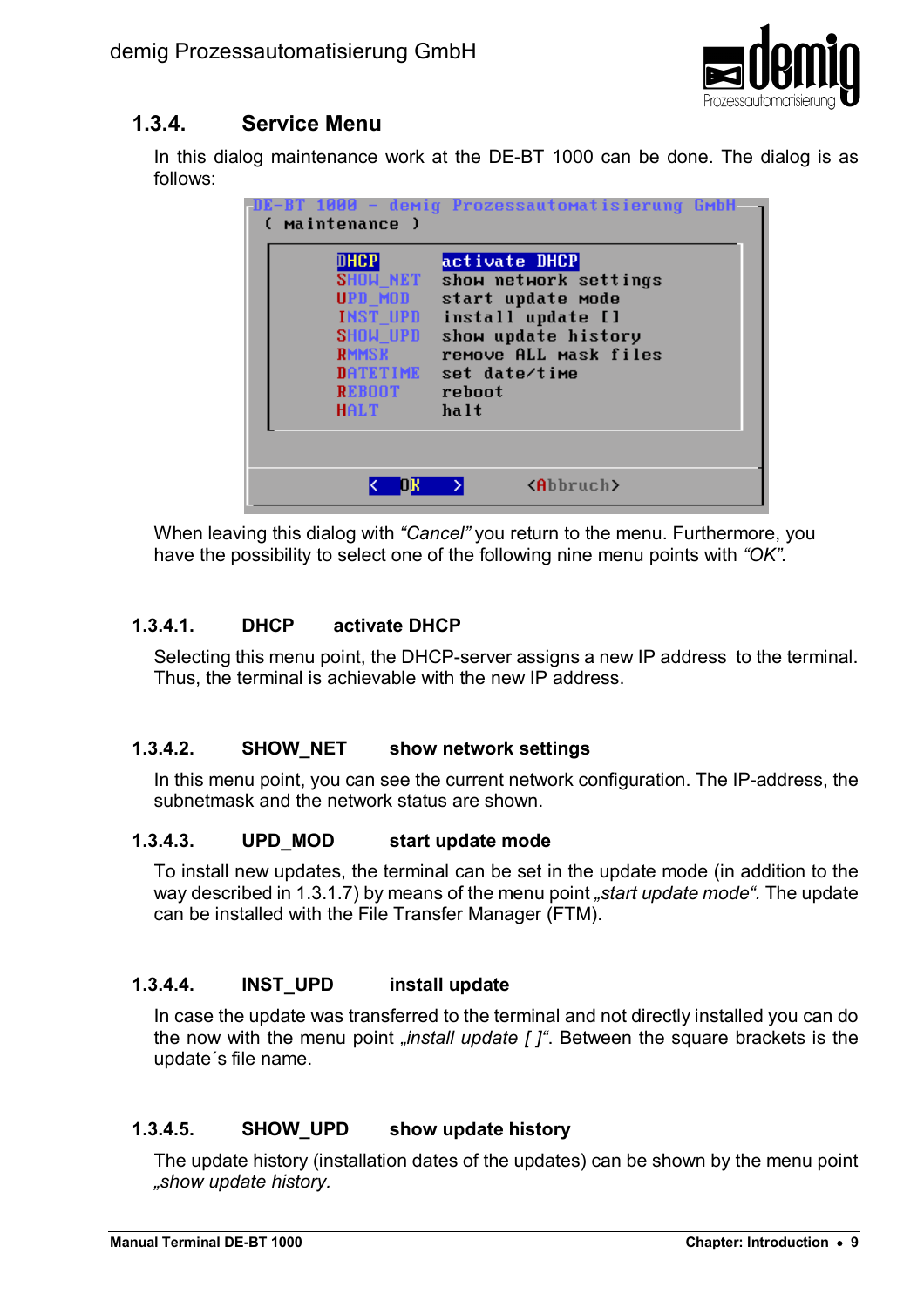### 1.3.4. Service Menu

In this dialog maintenance work at the DE-BT 1000 can be done. The dialog is as follows:

```
DE-BT 1000 - demig Prozessautomatisierung GmbH
 ( maintenance )

    DHCP        activate DHCP
    SHOW_NET    show network settings
    UPD_MOD     start update mode
    INST_UPD    install update []
    SHOW_UPD    show update history
    RMMSK       remove ALL mask files
    DATETIME    set date/time
    REBOOT      reboot
    HALT        halt

         <  OK  >          <Abbruch>
```

When leaving this dialog with *"Cancel"* you return to the menu. Furthermore, you have the possibility to select one of the following nine menu points with *"OK"*.

#### 1.3.4.1. DHCP activate DHCP

Selecting this menu point, the DHCP-server assigns a new IP address to the terminal. Thus, the terminal is achievable with the new IP address.

#### 1.3.4.2. SHOW_NET show network settings

In this menu point, you can see the current network configuration. The IP-address, the subnetmask and the network status are shown.

#### 1.3.4.3. UPD_MOD start update mode

To install new updates, the terminal can be set in the update mode (in addition to the way described in 1.3.1.7) by means of the menu point *„start update mode"*. The update can be installed with the File Transfer Manager (FTM).

#### 1.3.4.4. INST_UPD install update

In case the update was transferred to the terminal and not directly installed you can do the now with the menu point *„install update [ ]"*. Between the square brackets is the update´s file name.

#### 1.3.4.5. SHOW_UPD show update history

The update history (installation dates of the updates) can be shown by the menu point *„show update history.*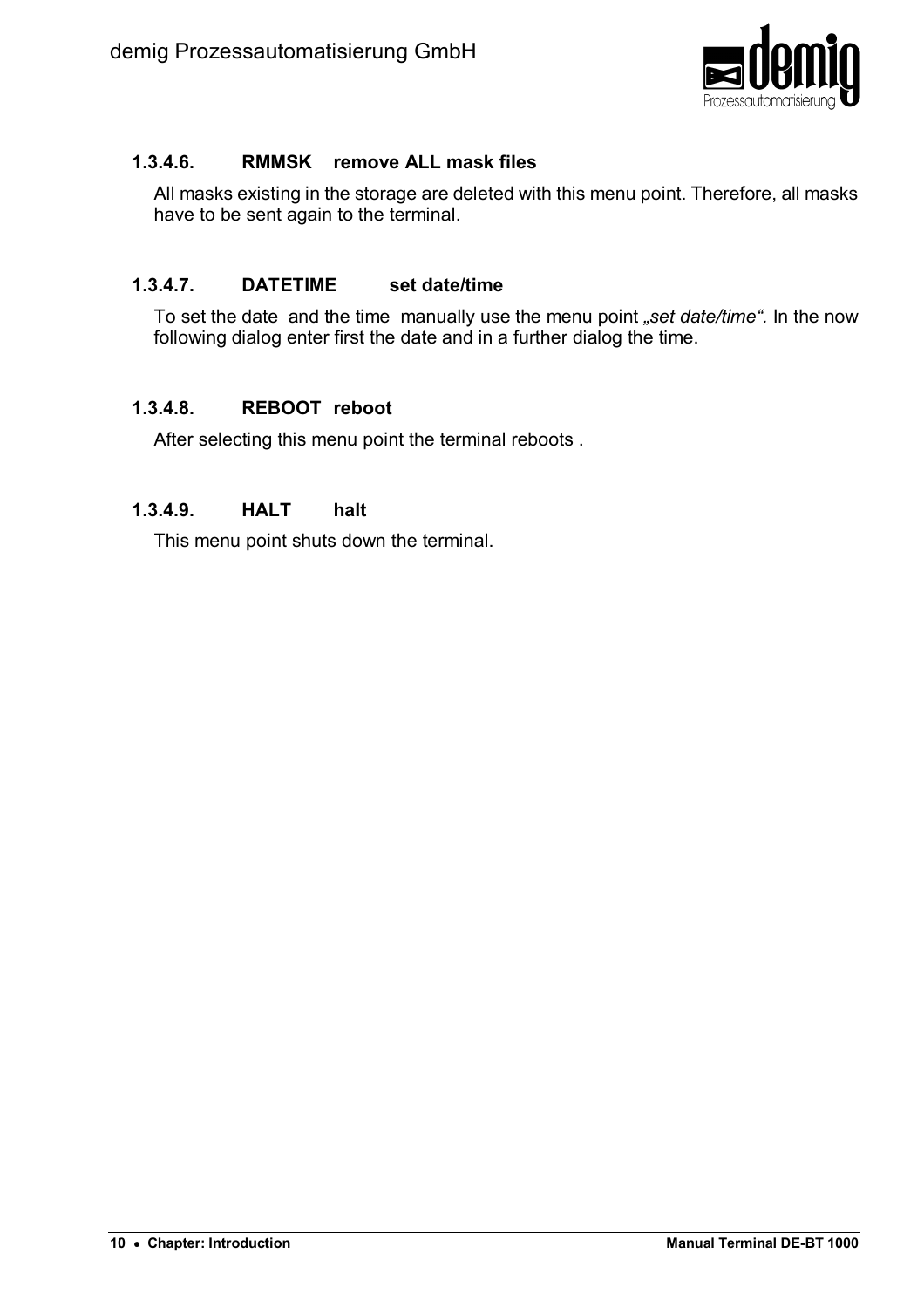#### 1.3.4.6. RMMSK remove ALL mask files

All masks existing in the storage are deleted with this menu point. Therefore, all masks have to be sent again to the terminal.

#### 1.3.4.7. DATETIME set date/time

To set the date and the time manually use the menu point *„set date/time“.* In the now following dialog enter first the date and in a further dialog the time.

#### 1.3.4.8. REBOOT reboot

After selecting this menu point the terminal reboots .

#### 1.3.4.9. HALT halt

This menu point shuts down the terminal.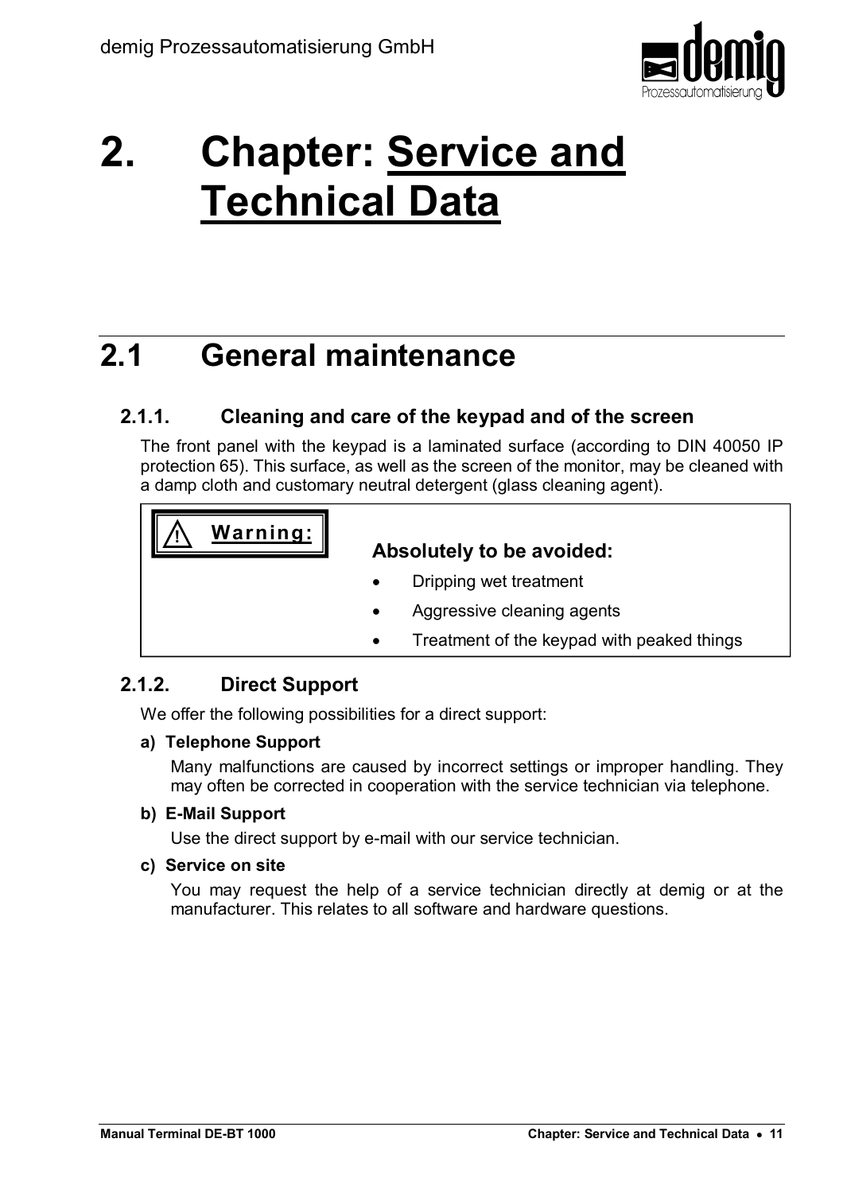# 2. Chapter: Service and Technical Data

## 2.1 General maintenance

### 2.1.1. Cleaning and care of the keypad and of the screen

The front panel with the keypad is a laminated surface (according to DIN 40050 IP protection 65). This surface, as well as the screen of the monitor, may be cleaned with a damp cloth and customary neutral detergent (glass cleaning agent).

> ⚠ **Warning:**
>
> **Absolutely to be avoided:**
>
> - Dripping wet treatment
> - Aggressive cleaning agents
> - Treatment of the keypad with peaked things

### 2.1.2. Direct Support

We offer the following possibilities for a direct support:

**a) Telephone Support**

Many malfunctions are caused by incorrect settings or improper handling. They may often be corrected in cooperation with the service technician via telephone.

**b) E-Mail Support**

Use the direct support by e-mail with our service technician.

**c) Service on site**

You may request the help of a service technician directly at demig or at the manufacturer. This relates to all software and hardware questions.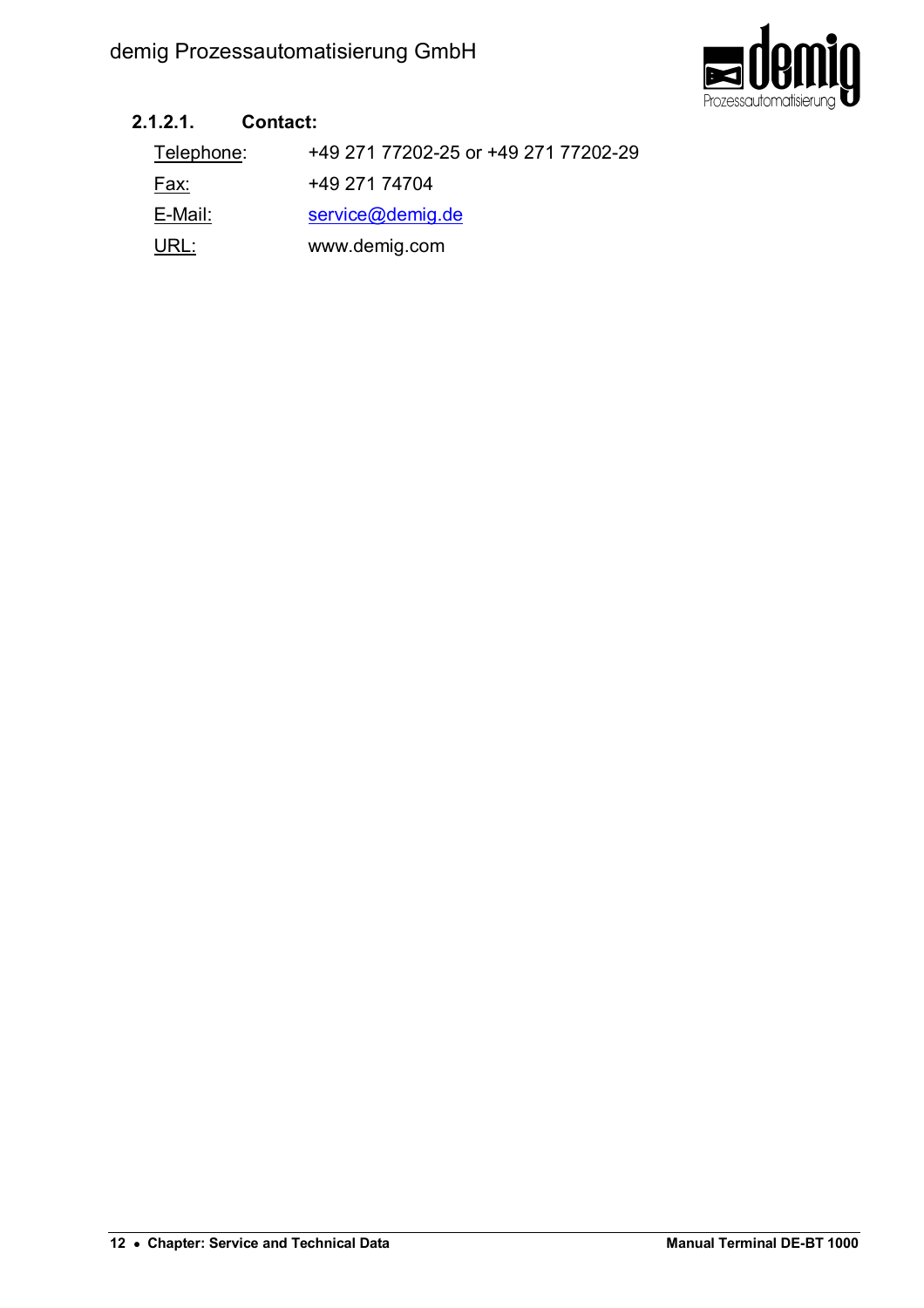#### 2.1.2.1. Contact:

| | |
|---|---|
| Telephone: | +49 271 77202-25 or +49 271 77202-29 |
| Fax: | +49 271 74704 |
| E-Mail: | service@demig.de |
| URL: | www.demig.com |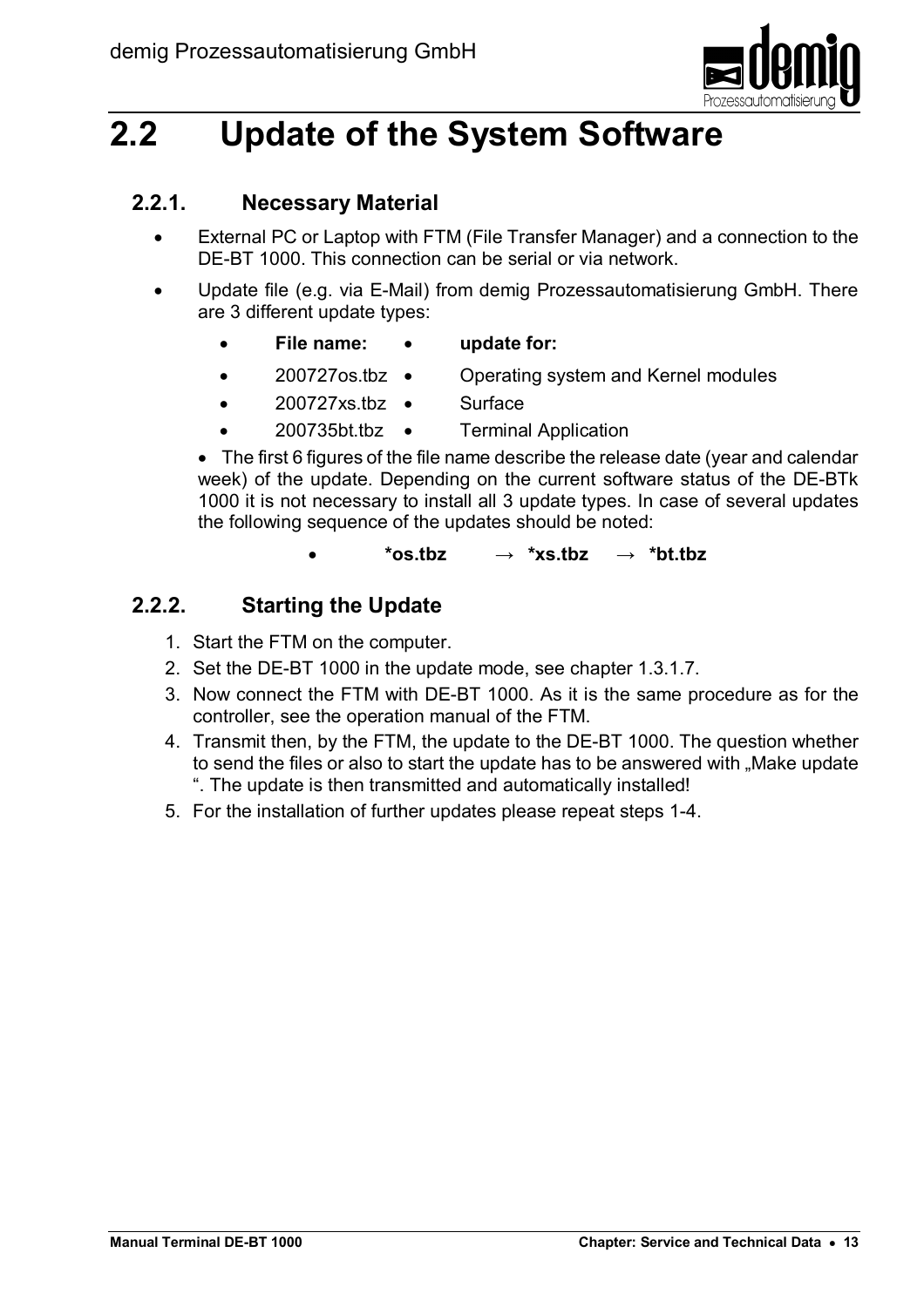## 2.2 Update of the System Software

### 2.2.1. Necessary Material

- External PC or Laptop with FTM (File Transfer Manager) and a connection to the DE-BT 1000. This connection can be serial or via network.
- Update file (e.g. via E-Mail) from demig Prozessautomatisierung GmbH. There are 3 different update types:

| • **File name:** | • **update for:** |
|---|---|
| • 200727os.tbz | • Operating system and Kernel modules |
| • 200727xs.tbz | • Surface |
| • 200735bt.tbz | • Terminal Application |

- The first 6 figures of the file name describe the release date (year and calendar week) of the update. Depending on the current software status of the DE-BTk 1000 it is not necessary to install all 3 update types. In case of several updates the following sequence of the updates should be noted:

  - **\*os.tbz → \*xs.tbz → \*bt.tbz**

### 2.2.2. Starting the Update

1. Start the FTM on the computer.
2. Set the DE-BT 1000 in the update mode, see chapter 1.3.1.7.
3. Now connect the FTM with DE-BT 1000. As it is the same procedure as for the controller, see the operation manual of the FTM.
4. Transmit then, by the FTM, the update to the DE-BT 1000. The question whether to send the files or also to start the update has to be answered with „Make update ". The update is then transmitted and automatically installed!
5. For the installation of further updates please repeat steps 1-4.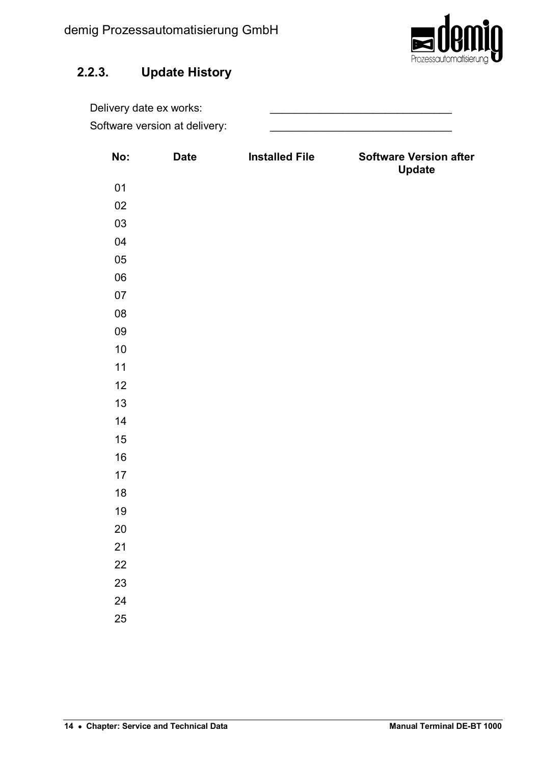### 2.2.3. Update History

Delivery date ex works: ______________________________

Software version at delivery: ______________________________

| No: | Date | Installed File | Software Version after Update |
|---|---|---|---|
| 01 | | | |
| 02 | | | |
| 03 | | | |
| 04 | | | |
| 05 | | | |
| 06 | | | |
| 07 | | | |
| 08 | | | |
| 09 | | | |
| 10 | | | |
| 11 | | | |
| 12 | | | |
| 13 | | | |
| 14 | | | |
| 15 | | | |
| 16 | | | |
| 17 | | | |
| 18 | | | |
| 19 | | | |
| 20 | | | |
| 21 | | | |
| 22 | | | |
| 23 | | | |
| 24 | | | |
| 25 | | | |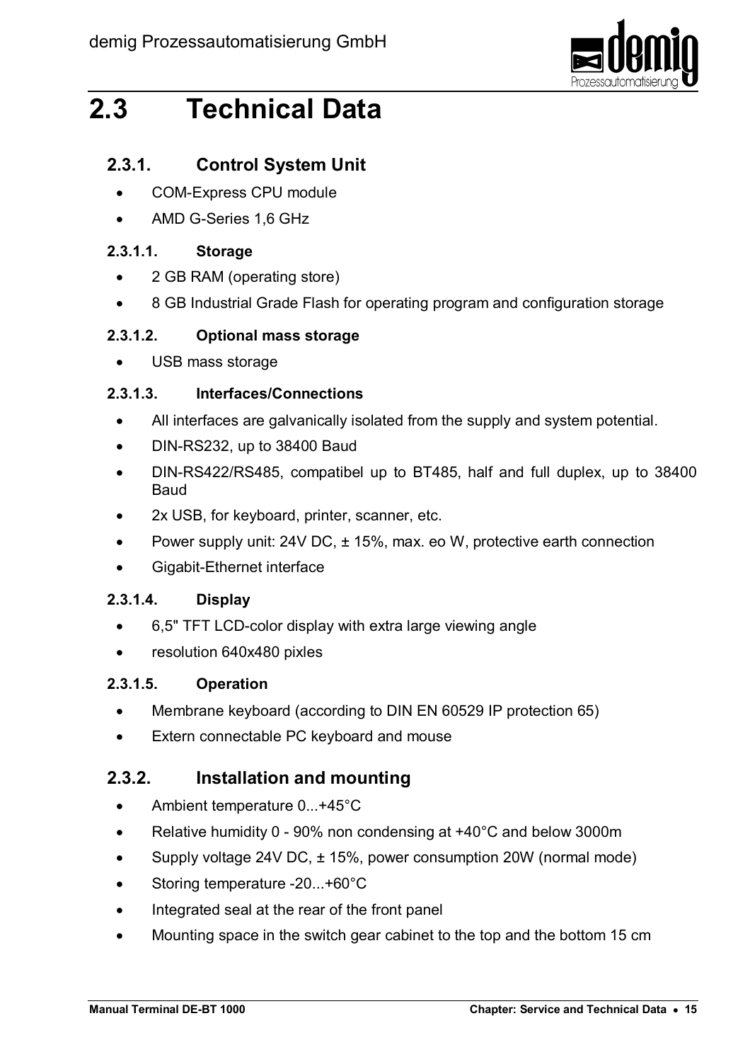# 2.3 Technical Data

## 2.3.1. Control System Unit

- COM-Express CPU module
- AMD G-Series 1,6 GHz

### 2.3.1.1. Storage

- 2 GB RAM (operating store)
- 8 GB Industrial Grade Flash for operating program and configuration storage

### 2.3.1.2. Optional mass storage

- USB mass storage

### 2.3.1.3. Interfaces/Connections

- All interfaces are galvanically isolated from the supply and system potential.
- DIN-RS232, up to 38400 Baud
- DIN-RS422/RS485, compatibel up to BT485, half and full duplex, up to 38400 Baud
- 2x USB, for keyboard, printer, scanner, etc.
- Power supply unit: 24V DC, ± 15%, max. eo W, protective earth connection
- Gigabit-Ethernet interface

### 2.3.1.4. Display

- 6,5" TFT LCD-color display with extra large viewing angle
- resolution 640x480 pixles

### 2.3.1.5. Operation

- Membrane keyboard (according to DIN EN 60529 IP protection 65)
- Extern connectable PC keyboard and mouse

## 2.3.2. Installation and mounting

- Ambient temperature 0...+45°C
- Relative humidity 0 - 90% non condensing at +40°C and below 3000m
- Supply voltage 24V DC, ± 15%, power consumption 20W (normal mode)
- Storing temperature -20...+60°C
- Integrated seal at the rear of the front panel
- Mounting space in the switch gear cabinet to the top and the bottom 15 cm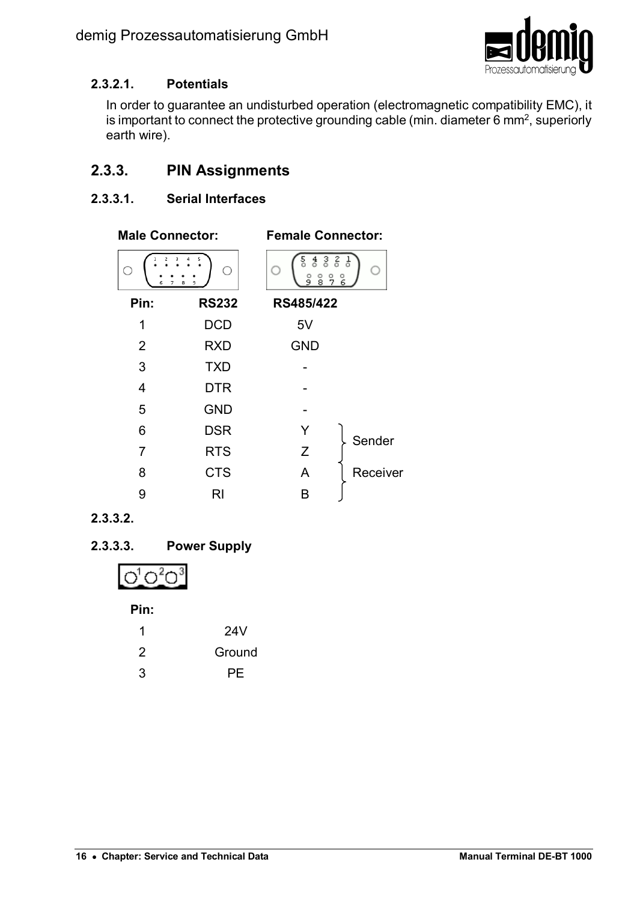#### 2.3.2.1. Potentials

In order to guarantee an undisturbed operation (electromagnetic compatibility EMC), it is important to connect the protective grounding cable (min. diameter 6 $mm^2$, superiorly earth wire).

### 2.3.3. PIN Assignments

#### 2.3.3.1. Serial Interfaces

**Male Connector:** **Female Connector:**

| Pin: | RS232 | RS485/422 | |
|---|---|---|---|
| 1 | DCD | 5V | |
| 2 | RXD | GND | |
| 3 | TXD | - | |
| 4 | DTR | - | |
| 5 | GND | - | |
| 6 | DSR | Y | Sender |
| 7 | RTS | Z | Sender |
| 8 | CTS | A | Receiver |
| 9 | RI | B | Receiver |

#### 2.3.3.2.

#### 2.3.3.3. Power Supply

| Pin: | |
|---|---|
| 1 | 24V |
| 2 | Ground |
| 3 | PE |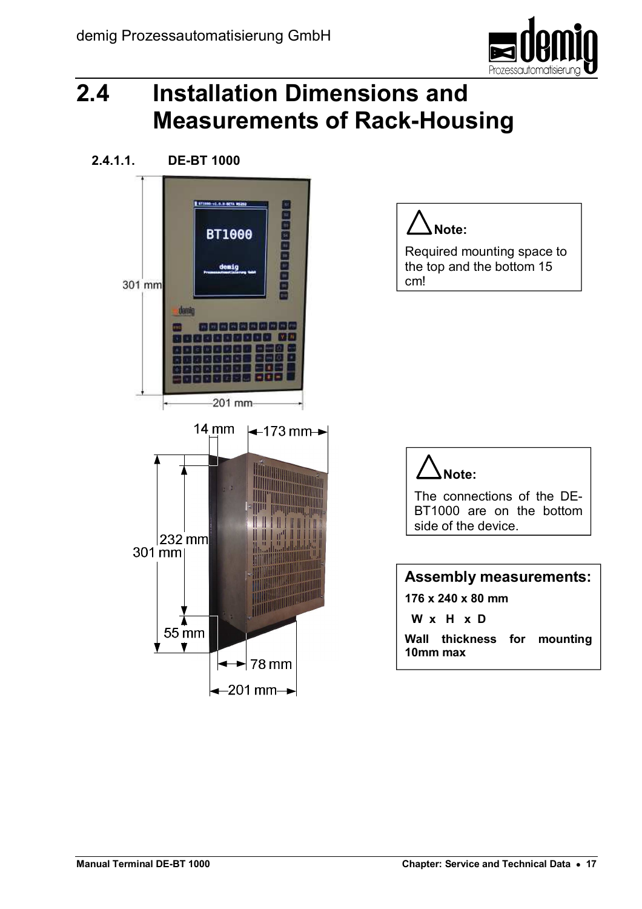# 2.4 Installation Dimensions and Measurements of Rack-Housing

### 2.4.1.1. DE-BT 1000

301 mm

201 mm

14 mm

173 mm

232 mm

301 mm

55 mm

78 mm

201 mm

**Note:**

Required mounting space to the top and the bottom 15 cm!

**Note:**

The connections of the DE-BT1000 are on the bottom side of the device.

**Assembly measurements:**

**176 x 240 x 80 mm**

**W x H x D**

**Wall thickness for mounting 10mm max**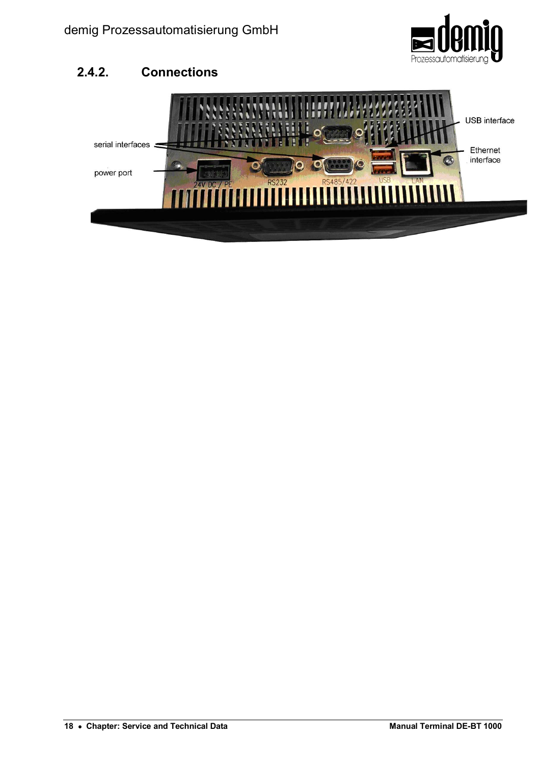## 2.4.2. Connections

serial interfaces

power port

USB interface

Ethernet interface

24V DC / PE

RS232

RS485/422

USB

LAN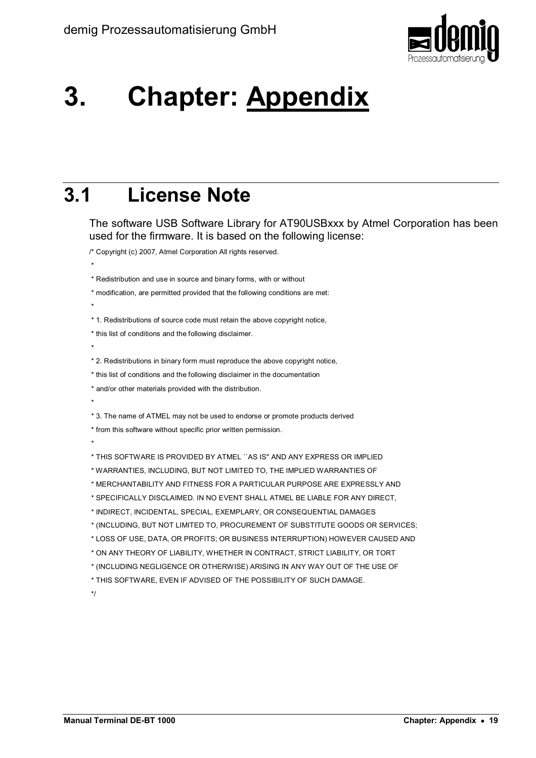# 3. Chapter: Appendix

## 3.1 License Note

The software USB Software Library for AT90USBxxx by Atmel Corporation has been used for the firmware. It is based on the following license:

```
/* Copyright (c) 2007, Atmel Corporation All rights reserved.
 *
 * Redistribution and use in source and binary forms, with or without
 * modification, are permitted provided that the following conditions are met:
 *
 * 1. Redistributions of source code must retain the above copyright notice,
 * this list of conditions and the following disclaimer.
 *
 * 2. Redistributions in binary form must reproduce the above copyright notice,
 * this list of conditions and the following disclaimer in the documentation
 * and/or other materials provided with the distribution.
 *
 * 3. The name of ATMEL may not be used to endorse or promote products derived
 * from this software without specific prior written permission.
 *
 * THIS SOFTWARE IS PROVIDED BY ATMEL ``AS IS" AND ANY EXPRESS OR IMPLIED
 * WARRANTIES, INCLUDING, BUT NOT LIMITED TO, THE IMPLIED WARRANTIES OF
 * MERCHANTABILITY AND FITNESS FOR A PARTICULAR PURPOSE ARE EXPRESSLY AND
 * SPECIFICALLY DISCLAIMED. IN NO EVENT SHALL ATMEL BE LIABLE FOR ANY DIRECT,
 * INDIRECT, INCIDENTAL, SPECIAL, EXEMPLARY, OR CONSEQUENTIAL DAMAGES
 * (INCLUDING, BUT NOT LIMITED TO, PROCUREMENT OF SUBSTITUTE GOODS OR SERVICES;
 * LOSS OF USE, DATA, OR PROFITS; OR BUSINESS INTERRUPTION) HOWEVER CAUSED AND
 * ON ANY THEORY OF LIABILITY, WHETHER IN CONTRACT, STRICT LIABILITY, OR TORT
 * (INCLUDING NEGLIGENCE OR OTHERWISE) ARISING IN ANY WAY OUT OF THE USE OF
 * THIS SOFTWARE, EVEN IF ADVISED OF THE POSSIBILITY OF SUCH DAMAGE.
 */
```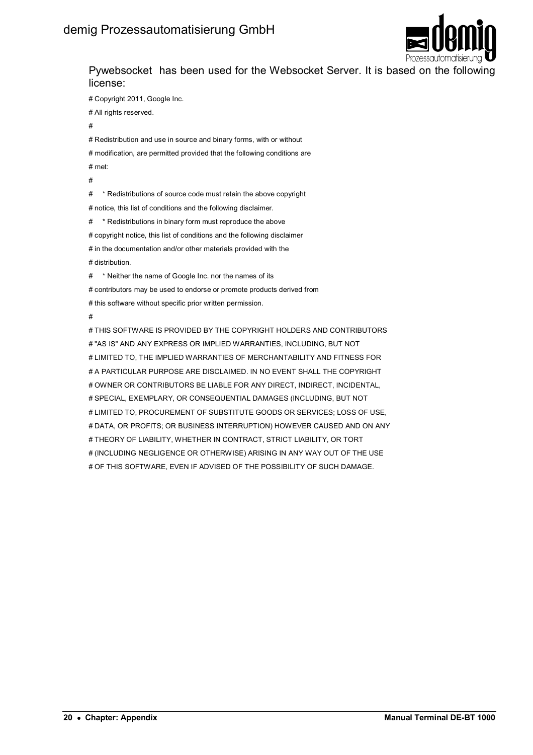Pywebsocket has been used for the Websocket Server. It is based on the following license:

# Copyright 2011, Google Inc.

# All rights reserved.

#

# Redistribution and use in source and binary forms, with or without

# modification, are permitted provided that the following conditions are

# met:

#

# * Redistributions of source code must retain the above copyright

# notice, this list of conditions and the following disclaimer.

# * Redistributions in binary form must reproduce the above

# copyright notice, this list of conditions and the following disclaimer

# in the documentation and/or other materials provided with the

# distribution.

# * Neither the name of Google Inc. nor the names of its

# contributors may be used to endorse or promote products derived from

# this software without specific prior written permission.

#

# THIS SOFTWARE IS PROVIDED BY THE COPYRIGHT HOLDERS AND CONTRIBUTORS

# "AS IS" AND ANY EXPRESS OR IMPLIED WARRANTIES, INCLUDING, BUT NOT

# LIMITED TO, THE IMPLIED WARRANTIES OF MERCHANTABILITY AND FITNESS FOR

# A PARTICULAR PURPOSE ARE DISCLAIMED. IN NO EVENT SHALL THE COPYRIGHT

# OWNER OR CONTRIBUTORS BE LIABLE FOR ANY DIRECT, INDIRECT, INCIDENTAL,

# SPECIAL, EXEMPLARY, OR CONSEQUENTIAL DAMAGES (INCLUDING, BUT NOT

# LIMITED TO, PROCUREMENT OF SUBSTITUTE GOODS OR SERVICES; LOSS OF USE,

# DATA, OR PROFITS; OR BUSINESS INTERRUPTION) HOWEVER CAUSED AND ON ANY

# THEORY OF LIABILITY, WHETHER IN CONTRACT, STRICT LIABILITY, OR TORT

# (INCLUDING NEGLIGENCE OR OTHERWISE) ARISING IN ANY WAY OUT OF THE USE

# OF THIS SOFTWARE, EVEN IF ADVISED OF THE POSSIBILITY OF SUCH DAMAGE.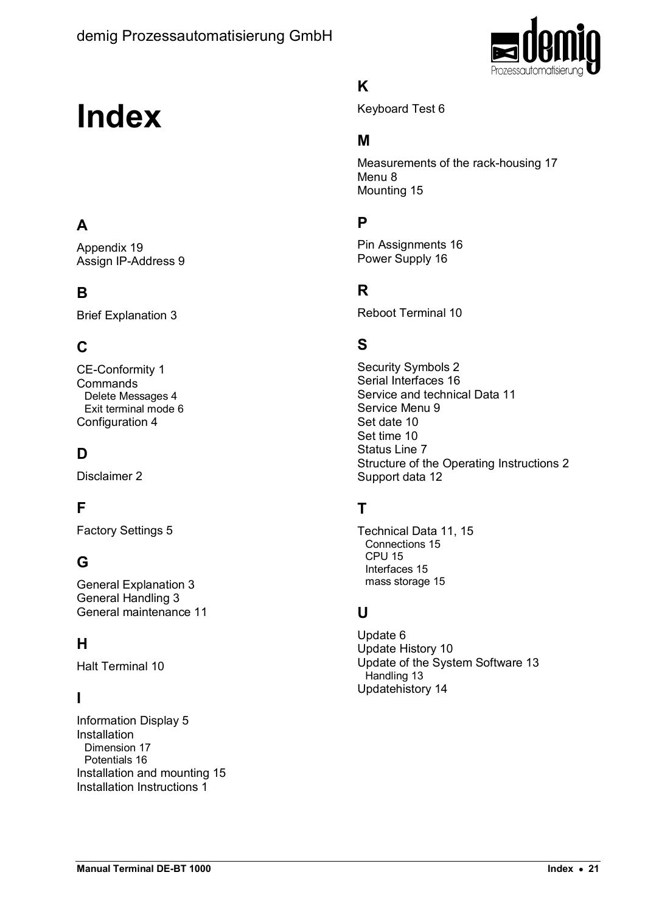# Index

## A

Appendix 19
Assign IP-Address 9

## B

Brief Explanation 3

## C

CE-Conformity 1
Commands
  Delete Messages 4
  Exit terminal mode 6
Configuration 4

## D

Disclaimer 2

## F

Factory Settings 5

## G

General Explanation 3
General Handling 3
General maintenance 11

## H

Halt Terminal 10

## I

Information Display 5
Installation
  Dimension 17
  Potentials 16
Installation and mounting 15
Installation Instructions 1

## K

Keyboard Test 6

## M

Measurements of the rack-housing 17
Menu 8
Mounting 15

## P

Pin Assignments 16
Power Supply 16

## R

Reboot Terminal 10

## S

Security Symbols 2
Serial Interfaces 16
Service and technical Data 11
Service Menu 9
Set date 10
Set time 10
Status Line 7
Structure of the Operating Instructions 2
Support data 12

## T

Technical Data 11, 15
  Connections 15
  CPU 15
  Interfaces 15
  mass storage 15

## U

Update 6
Update History 10
Update of the System Software 13
  Handling 13
Updatehistory 14